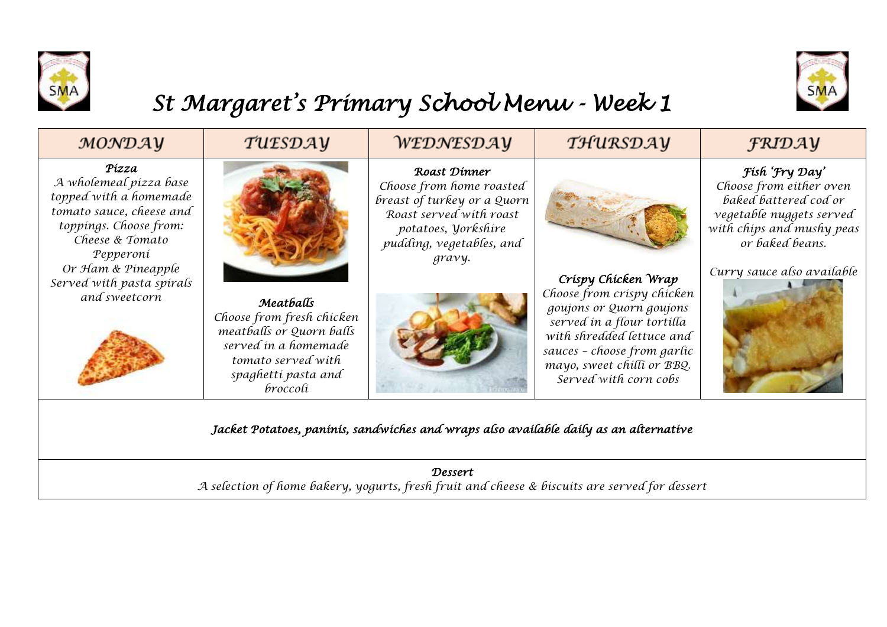# St Margaret's Primary School Menu - Week 1

| MONDAY | TUESDAY | WEDNESDAY | THURSDAY | FRIDAY |
| --- | --- | --- | --- | --- |
| ***Pizza*** *A wholemeal pizza base topped with a homemade tomato sauce, cheese and toppings. Choose from: Cheese & Tomato, Pepperoni Or Ham & Pineapple. Served with pasta spirals and sweetcorn* | ***Meatballs*** *Choose from fresh chicken meatballs or Quorn balls served in a homemade tomato served with spaghetti pasta and broccoli* | ***Roast Dinner*** *Choose from home roasted breast of turkey or a Quorn Roast served with roast potatoes, Yorkshire pudding, vegetables, and gravy.* | ***Crispy Chicken Wrap*** *Choose from crispy chicken goujons or Quorn goujons served in a flour tortilla with shredded lettuce and sauces – choose from garlic mayo, sweet chilli or BBQ. Served with corn cobs* | ***Fish 'Fry Day'*** *Choose from either oven baked battered cod or vegetable nuggets served with chips and mushy peas or baked beans.* *Curry sauce also available* |

***Jacket Potatoes, paninis, sandwiches and wraps also available daily as an alternative***

***Dessert***

*A selection of home bakery, yogurts, fresh fruit and cheese & biscuits are served for dessert*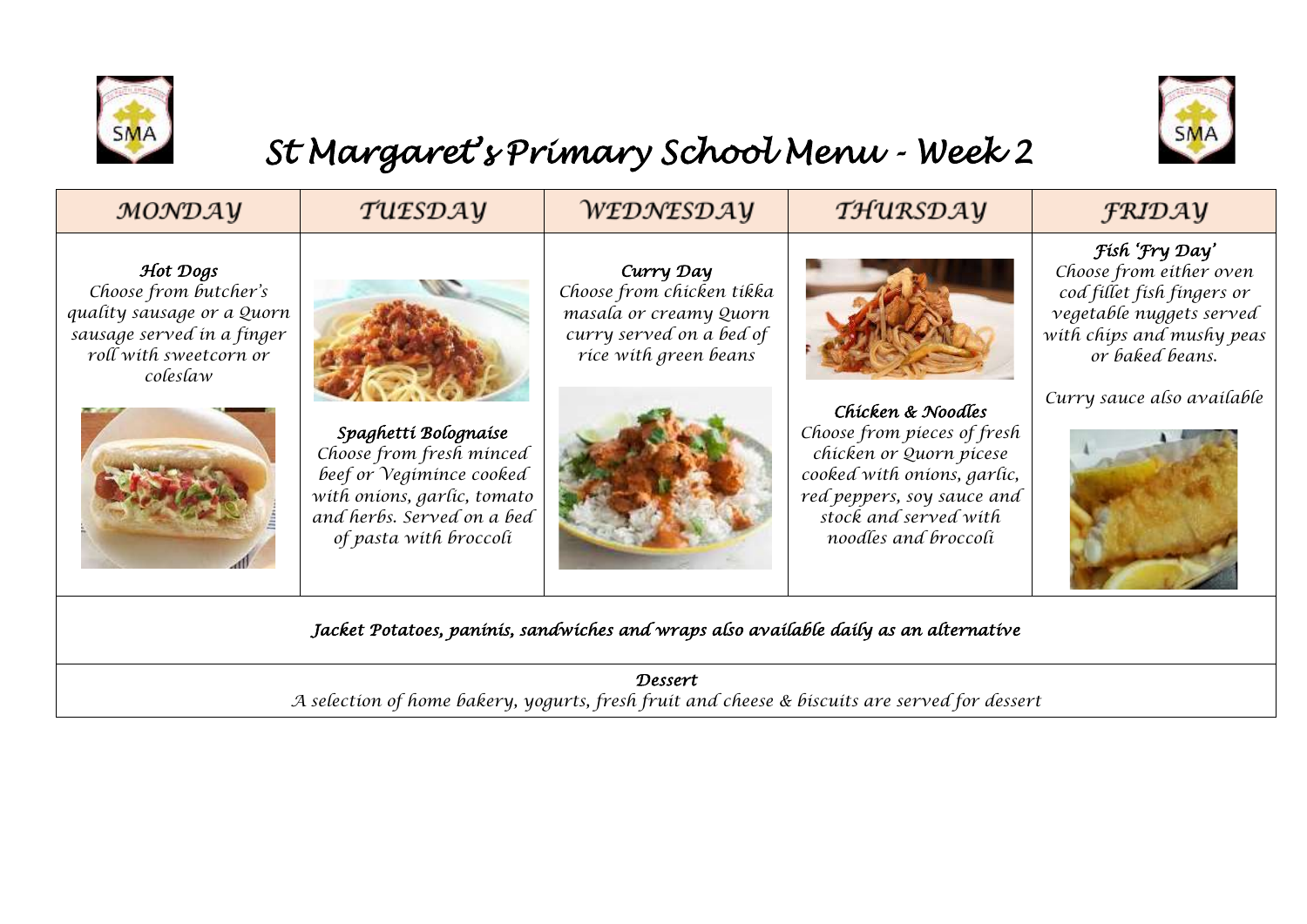# St Margaret's Primary School Menu - Week 2

| MONDAY | TUESDAY | WEDNESDAY | THURSDAY | FRIDAY |
|---|---|---|---|---|
| ***Hot Dogs*** *Choose from butcher's quality sausage or a Quorn sausage served in a finger roll with sweetcorn or coleslaw* | ***Spaghetti Bolognaise*** *Choose from fresh minced beef or Vegimince cooked with onions, garlic, tomato and herbs. Served on a bed of pasta with broccoli* | ***Curry Day*** *Choose from chicken tikka masala or creamy Quorn curry served on a bed of rice with green beans* | ***Chicken & Noodles*** *Choose from pieces of fresh chicken or Quorn picese cooked with onions, garlic, red peppers, soy sauce and stock and served with noodles and broccoli* | ***Fish 'Fry Day'*** *Choose from either oven cod fillet fish fingers or vegetable nuggets served with chips and mushy peas or baked beans.* *Curry sauce also available* |

***Jacket Potatoes, paninis, sandwiches and wraps also available daily as an alternative***

***Dessert***

*A selection of home bakery, yogurts, fresh fruit and cheese & biscuits are served for dessert*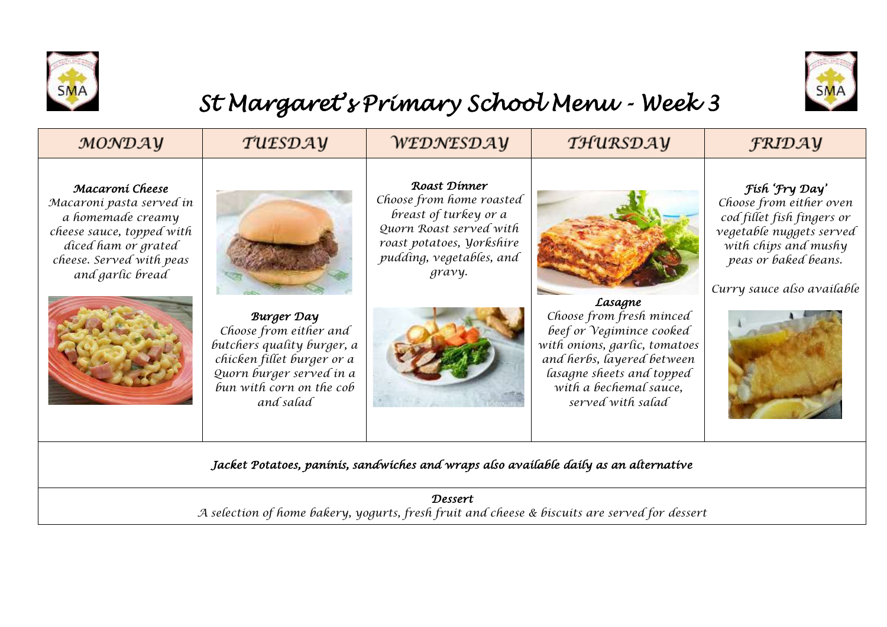# St Margaret's Primary School Menu - Week 3

| MONDAY | TUESDAY | WEDNESDAY | THURSDAY | FRIDAY |
|---|---|---|---|---|
| ***Macaroni Cheese*** *Macaroni pasta served in a homemade creamy cheese sauce, topped with diced ham or grated cheese. Served with peas and garlic bread* | ***Burger Day*** *Choose from either and butchers quality burger, a chicken fillet burger or a Quorn burger served in a bun with corn on the cob and salad* | ***Roast Dinner*** *Choose from home roasted breast of turkey or a Quorn Roast served with roast potatoes, Yorkshire pudding, vegetables, and gravy.* | ***Lasagne*** *Choose from fresh minced beef or Vegimince cooked with onions, garlic, tomatoes and herbs, layered between lasagne sheets and topped with a bechemal sauce, served with salad* | ***Fish 'Fry Day'*** *Choose from either oven cod fillet fish fingers or vegetable nuggets served with chips and mushy peas or baked beans.* *Curry sauce also available* |

***Jacket Potatoes, paninis, sandwiches and wraps also available daily as an alternative***

***Dessert***

*A selection of home bakery, yogurts, fresh fruit and cheese & biscuits are served for dessert*